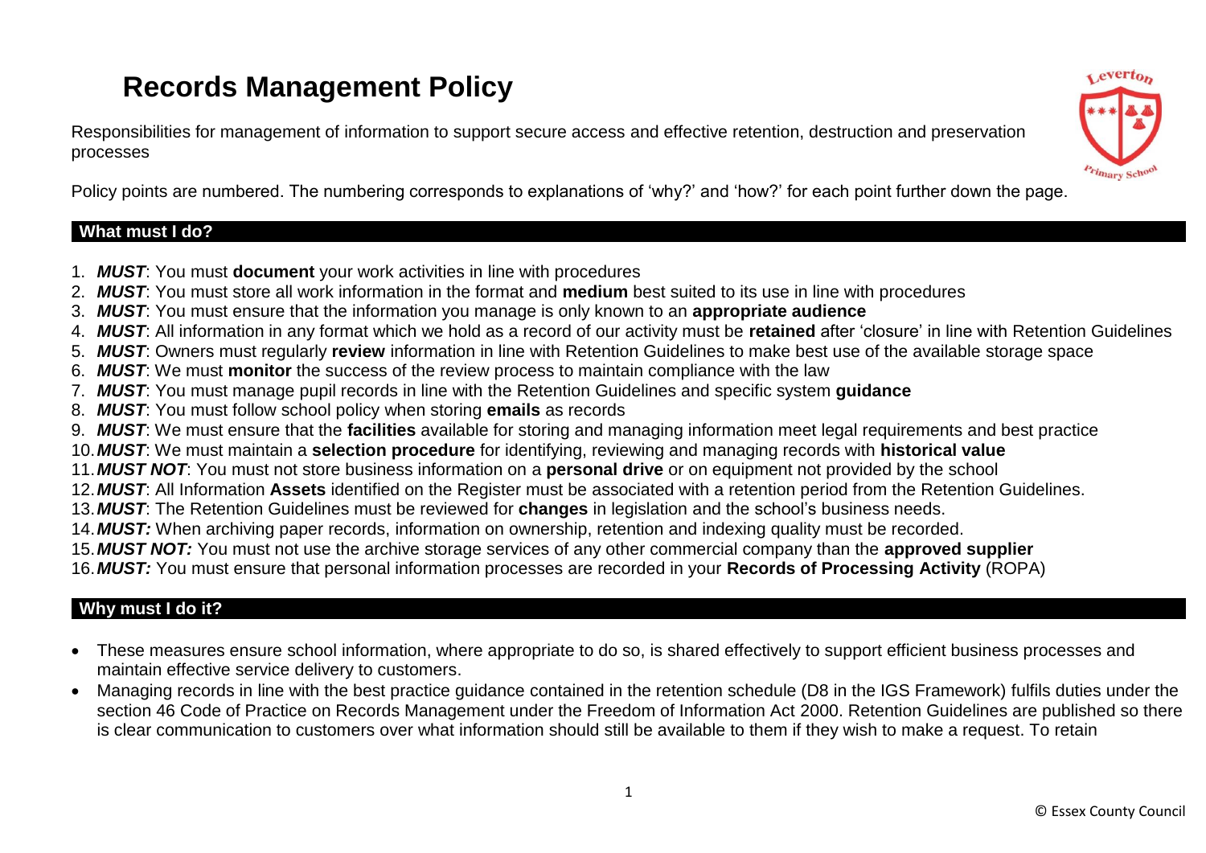# Records Management Policy

Responsibilities for management of information to support secure access and effective retention, destruction and preservation processes

Policy points are numbered. The numbering corresponds to explanations of 'why?' and 'how?' for each point further down the page.

## What must I do?

1. ***MUST***: You must **document** your work activities in line with procedures
2. ***MUST***: You must store all work information in the format and **medium** best suited to its use in line with procedures
3. ***MUST***: You must ensure that the information you manage is only known to an **appropriate audience**
4. ***MUST***: All information in any format which we hold as a record of our activity must be **retained** after 'closure' in line with Retention Guidelines
5. ***MUST***: Owners must regularly **review** information in line with Retention Guidelines to make best use of the available storage space
6. ***MUST***: We must **monitor** the success of the review process to maintain compliance with the law
7. ***MUST***: You must manage pupil records in line with the Retention Guidelines and specific system **guidance**
8. ***MUST***: You must follow school policy when storing **emails** as records
9. ***MUST***: We must ensure that the **facilities** available for storing and managing information meet legal requirements and best practice
10. ***MUST***: We must maintain a **selection procedure** for identifying, reviewing and managing records with **historical value**
11. ***MUST NOT***: You must not store business information on a **personal drive** or on equipment not provided by the school
12. ***MUST***: All Information **Assets** identified on the Register must be associated with a retention period from the Retention Guidelines.
13. ***MUST***: The Retention Guidelines must be reviewed for **changes** in legislation and the school's business needs.
14. ***MUST:*** When archiving paper records, information on ownership, retention and indexing quality must be recorded.
15. ***MUST NOT:*** You must not use the archive storage services of any other commercial company than the **approved supplier**
16. ***MUST:*** You must ensure that personal information processes are recorded in your **Records of Processing Activity** (ROPA)

## Why must I do it?

- These measures ensure school information, where appropriate to do so, is shared effectively to support efficient business processes and maintain effective service delivery to customers.
- Managing records in line with the best practice guidance contained in the retention schedule (D8 in the IGS Framework) fulfils duties under the section 46 Code of Practice on Records Management under the Freedom of Information Act 2000. Retention Guidelines are published so there is clear communication to customers over what information should still be available to them if they wish to make a request. To retain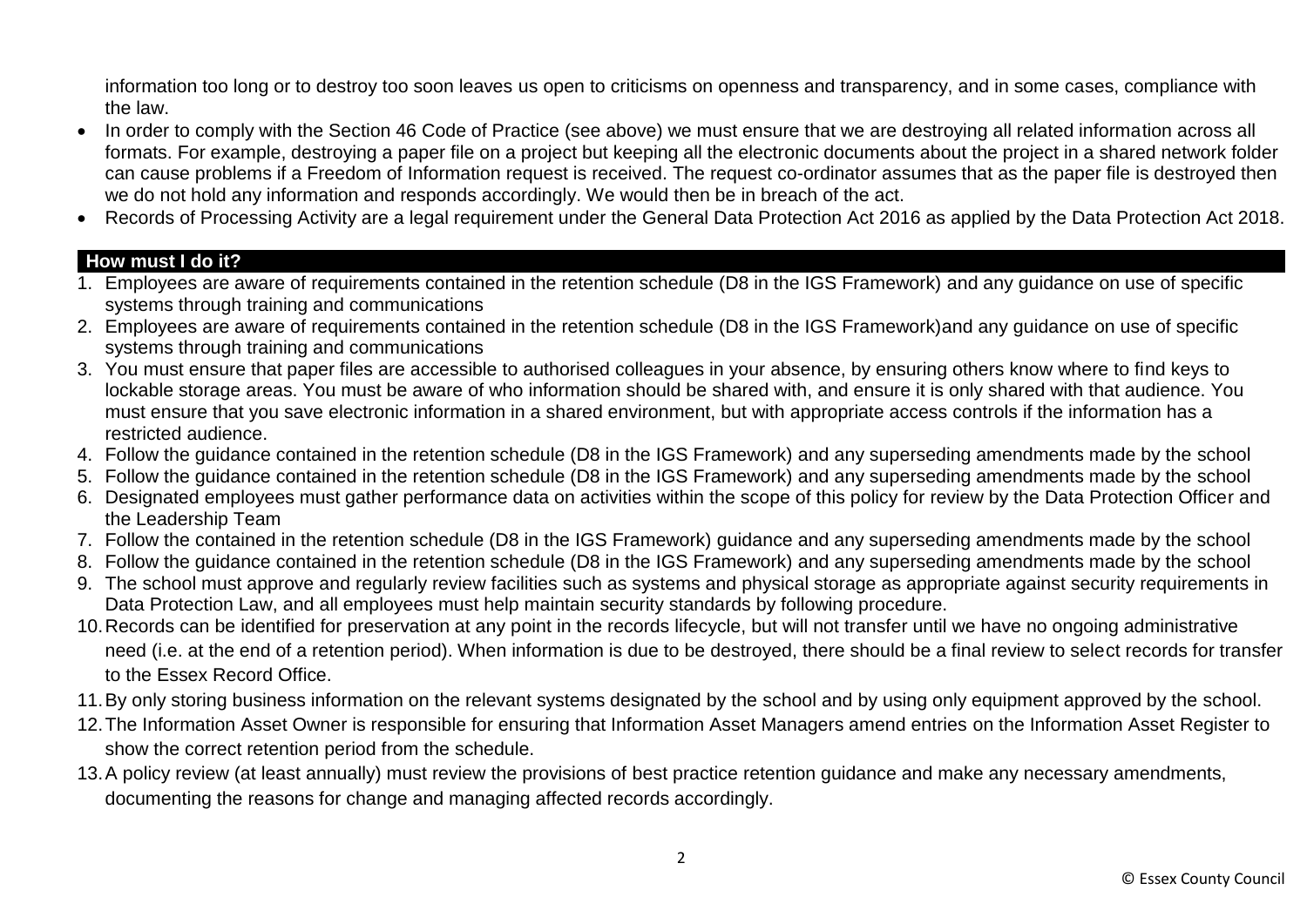information too long or to destroy too soon leaves us open to criticisms on openness and transparency, and in some cases, compliance with the law.

- In order to comply with the Section 46 Code of Practice (see above) we must ensure that we are destroying all related information across all formats. For example, destroying a paper file on a project but keeping all the electronic documents about the project in a shared network folder can cause problems if a Freedom of Information request is received. The request co-ordinator assumes that as the paper file is destroyed then we do not hold any information and responds accordingly. We would then be in breach of the act.
- Records of Processing Activity are a legal requirement under the General Data Protection Act 2016 as applied by the Data Protection Act 2018.

## How must I do it?

1. Employees are aware of requirements contained in the retention schedule (D8 in the IGS Framework) and any guidance on use of specific systems through training and communications
2. Employees are aware of requirements contained in the retention schedule (D8 in the IGS Framework)and any guidance on use of specific systems through training and communications
3. You must ensure that paper files are accessible to authorised colleagues in your absence, by ensuring others know where to find keys to lockable storage areas. You must be aware of who information should be shared with, and ensure it is only shared with that audience. You must ensure that you save electronic information in a shared environment, but with appropriate access controls if the information has a restricted audience.
4. Follow the guidance contained in the retention schedule (D8 in the IGS Framework) and any superseding amendments made by the school
5. Follow the guidance contained in the retention schedule (D8 in the IGS Framework) and any superseding amendments made by the school
6. Designated employees must gather performance data on activities within the scope of this policy for review by the Data Protection Officer and the Leadership Team
7. Follow the contained in the retention schedule (D8 in the IGS Framework) guidance and any superseding amendments made by the school
8. Follow the guidance contained in the retention schedule (D8 in the IGS Framework) and any superseding amendments made by the school
9. The school must approve and regularly review facilities such as systems and physical storage as appropriate against security requirements in Data Protection Law, and all employees must help maintain security standards by following procedure.
10. Records can be identified for preservation at any point in the records lifecycle, but will not transfer until we have no ongoing administrative need (i.e. at the end of a retention period). When information is due to be destroyed, there should be a final review to select records for transfer to the Essex Record Office.
11. By only storing business information on the relevant systems designated by the school and by using only equipment approved by the school.
12. The Information Asset Owner is responsible for ensuring that Information Asset Managers amend entries on the Information Asset Register to show the correct retention period from the schedule.
13. A policy review (at least annually) must review the provisions of best practice retention guidance and make any necessary amendments, documenting the reasons for change and managing affected records accordingly.

© Essex County Council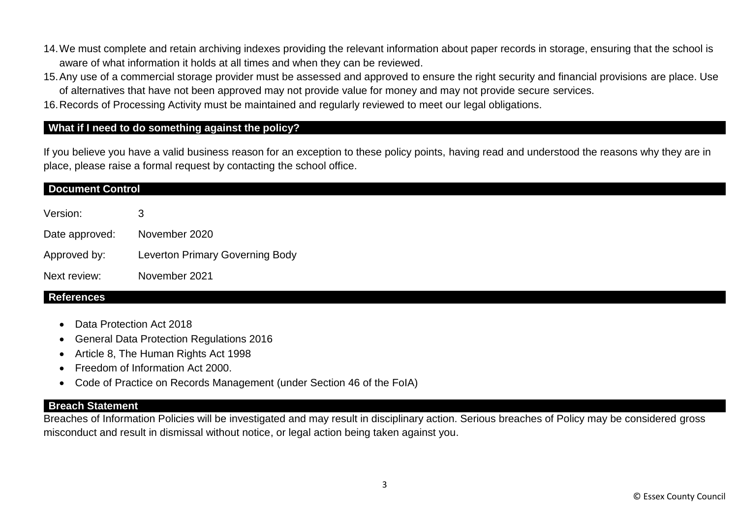14. We must complete and retain archiving indexes providing the relevant information about paper records in storage, ensuring that the school is aware of what information it holds at all times and when they can be reviewed.
15. Any use of a commercial storage provider must be assessed and approved to ensure the right security and financial provisions are place. Use of alternatives that have not been approved may not provide value for money and may not provide secure services.
16. Records of Processing Activity must be maintained and regularly reviewed to meet our legal obligations.

## What if I need to do something against the policy?

If you believe you have a valid business reason for an exception to these policy points, having read and understood the reasons why they are in place, please raise a formal request by contacting the school office.

## Document Control

| | |
|---|---|
| Version: | 3 |
| Date approved: | November 2020 |
| Approved by: | Leverton Primary Governing Body |
| Next review: | November 2021 |

## References

- Data Protection Act 2018
- General Data Protection Regulations 2016
- Article 8, The Human Rights Act 1998
- Freedom of Information Act 2000.
- Code of Practice on Records Management (under Section 46 of the FoIA)

## Breach Statement

Breaches of Information Policies will be investigated and may result in disciplinary action. Serious breaches of Policy may be considered gross misconduct and result in dismissal without notice, or legal action being taken against you.